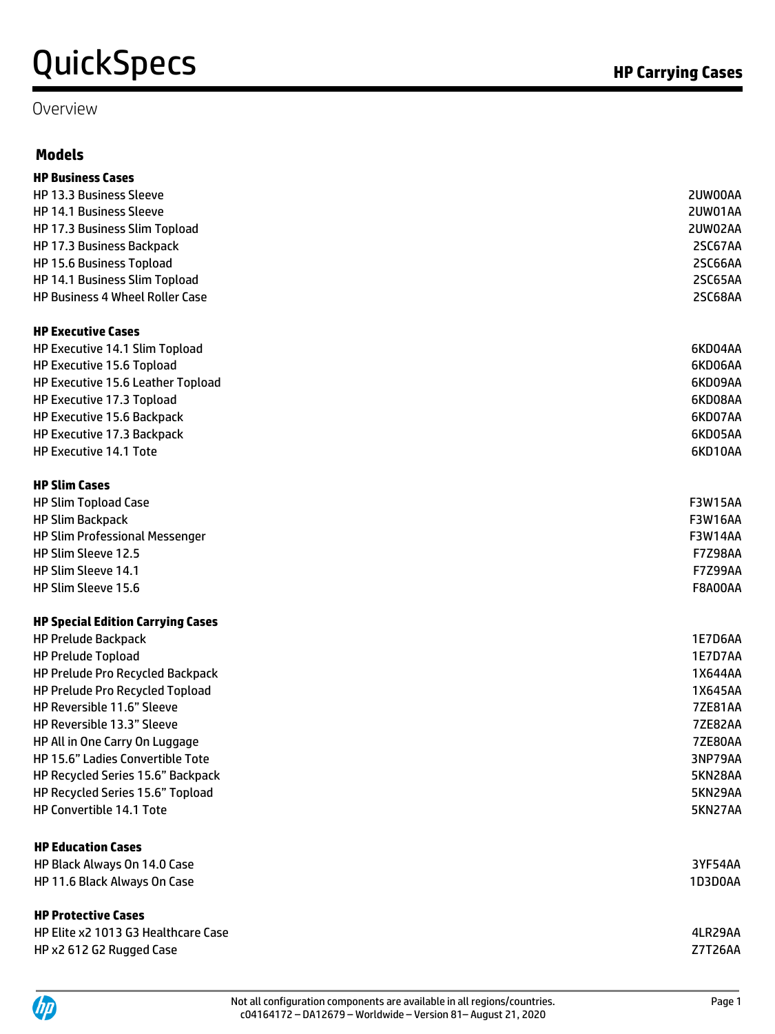# QuickSpecs

## HP Carrying Cases

Overview

### Models

**HP Business Cases**

| | |
|---|---|
| HP 13.3 Business Sleeve | 2UW00AA |
| HP 14.1 Business Sleeve | 2UW01AA |
| HP 17.3 Business Slim Topload | 2UW02AA |
| HP 17.3 Business Backpack | 2SC67AA |
| HP 15.6 Business Topload | 2SC66AA |
| HP 14.1 Business Slim Topload | 2SC65AA |
| HP Business 4 Wheel Roller Case | 2SC68AA |

**HP Executive Cases**

| | |
|---|---|
| HP Executive 14.1 Slim Topload | 6KD04AA |
| HP Executive 15.6 Topload | 6KD06AA |
| HP Executive 15.6 Leather Topload | 6KD09AA |
| HP Executive 17.3 Topload | 6KD08AA |
| HP Executive 15.6 Backpack | 6KD07AA |
| HP Executive 17.3 Backpack | 6KD05AA |
| HP Executive 14.1 Tote | 6KD10AA |

**HP Slim Cases**

| | |
|---|---|
| HP Slim Topload Case | F3W15AA |
| HP Slim Backpack | F3W16AA |
| HP Slim Professional Messenger | F3W14AA |
| HP Slim Sleeve 12.5 | F7Z98AA |
| HP Slim Sleeve 14.1 | F7Z99AA |
| HP Slim Sleeve 15.6 | F8A00AA |

**HP Special Edition Carrying Cases**

| | |
|---|---|
| HP Prelude Backpack | 1E7D6AA |
| HP Prelude Topload | 1E7D7AA |
| HP Prelude Pro Recycled Backpack | 1X644AA |
| HP Prelude Pro Recycled Topload | 1X645AA |
| HP Reversible 11.6" Sleeve | 7ZE81AA |
| HP Reversible 13.3" Sleeve | 7ZE82AA |
| HP All in One Carry On Luggage | 7ZE80AA |
| HP 15.6" Ladies Convertible Tote | 3NP79AA |
| HP Recycled Series 15.6" Backpack | 5KN28AA |
| HP Recycled Series 15.6" Topload | 5KN29AA |
| HP Convertible 14.1 Tote | 5KN27AA |

**HP Education Cases**

| | |
|---|---|
| HP Black Always On 14.0 Case | 3YF54AA |
| HP 11.6 Black Always On Case | 1D3D0AA |

**HP Protective Cases**

| | |
|---|---|
| HP Elite x2 1013 G3 Healthcare Case | 4LR29AA |
| HP x2 612 G2 Rugged Case | Z7T26AA |

Not all configuration components are available in all regions/countries.
c04164172 – DA12679 – Worldwide – Version 81– August 21, 2020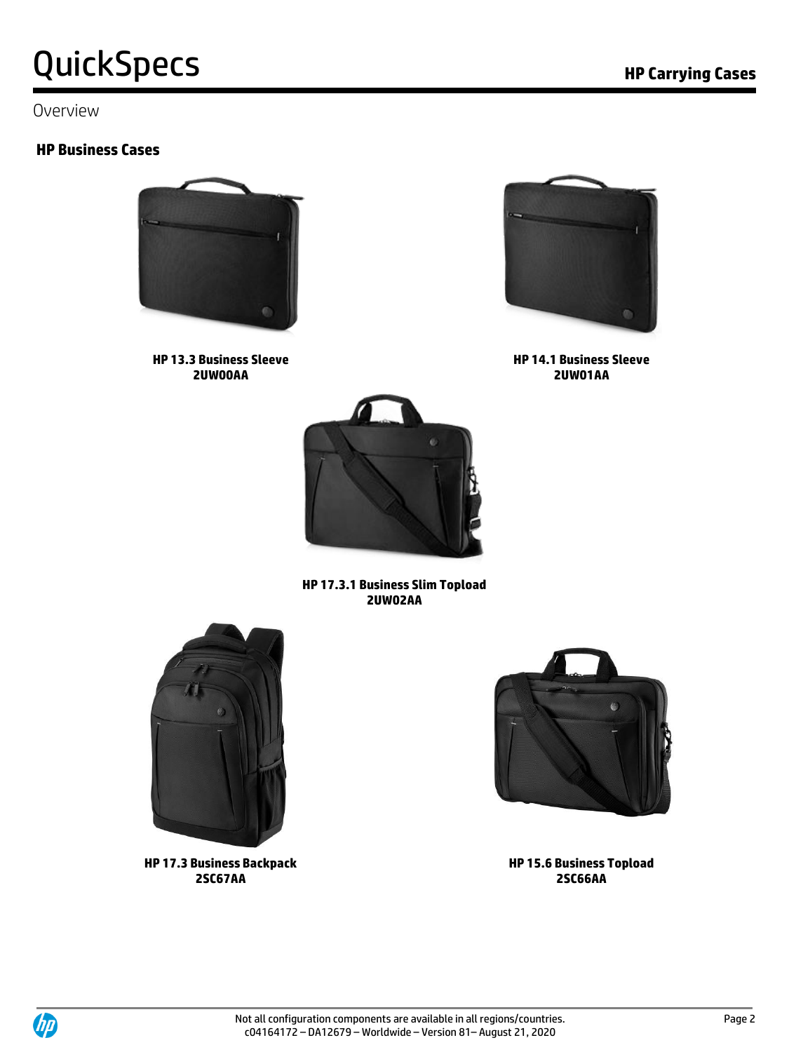Overview

## HP Business Cases

**HP 13.3 Business Sleeve**
**2UW00AA**

**HP 14.1 Business Sleeve**
**2UW01AA**

**HP 17.3.1 Business Slim Topload**
**2UW02AA**

**HP 17.3 Business Backpack**
**2SC67AA**

**HP 15.6 Business Topload**
**2SC66AA**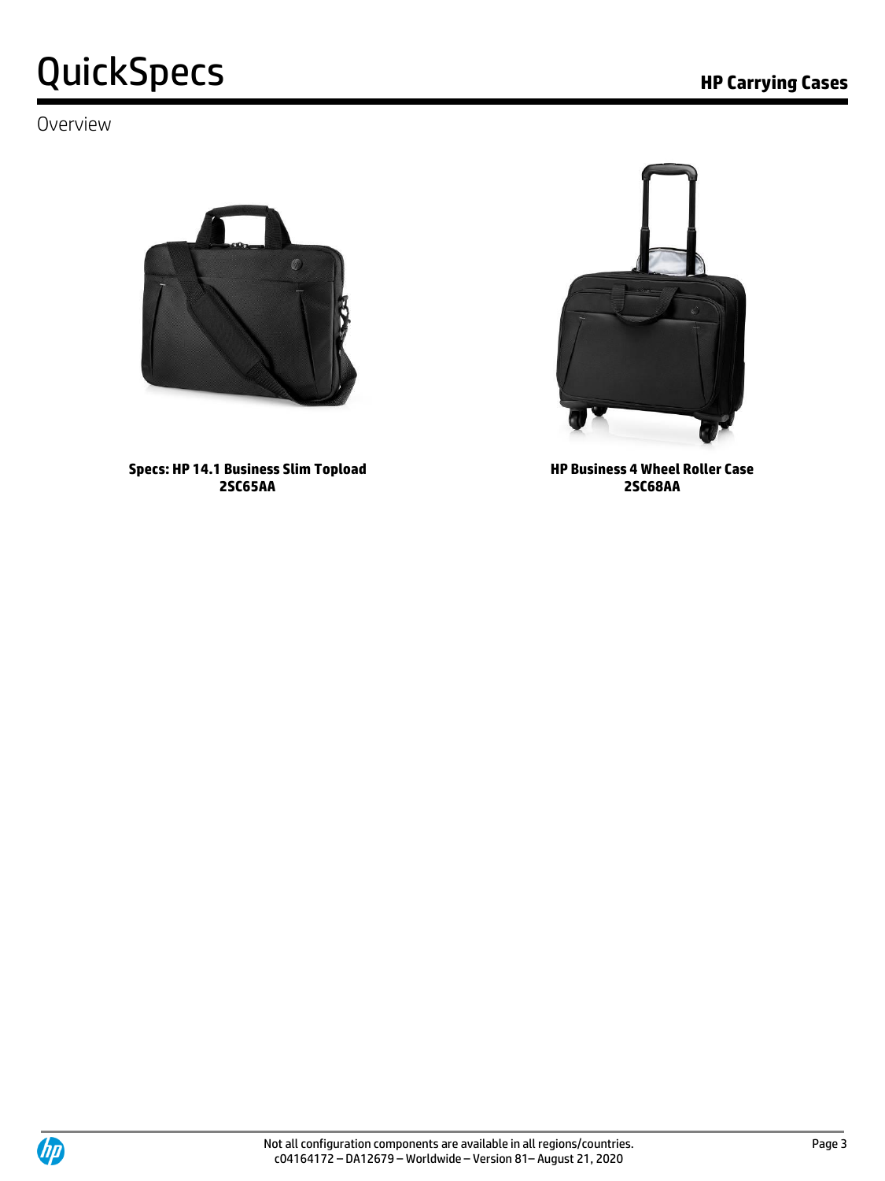Overview

**Specs: HP 14.1 Business Slim Topload**
**2SC65AA**

**HP Business 4 Wheel Roller Case**
**2SC68AA**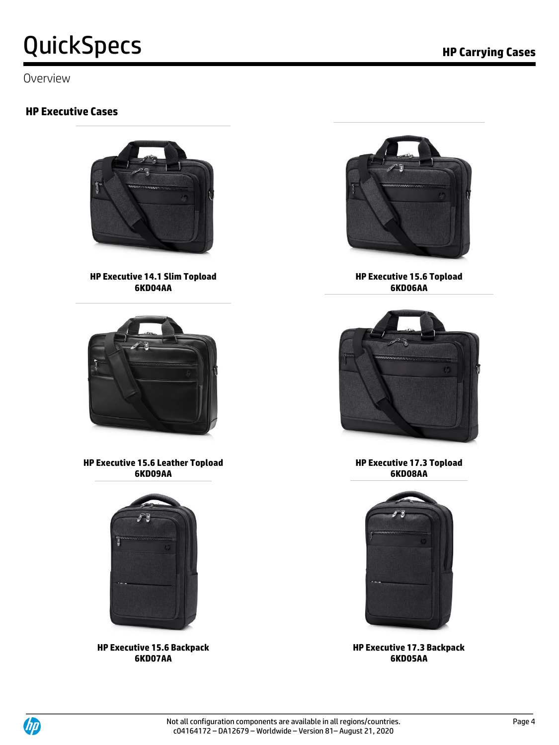Overview

## HP Executive Cases

**HP Executive 14.1 Slim Topload**
**6KD04AA**

**HP Executive 15.6 Topload**
**6KD06AA**

**HP Executive 15.6 Leather Topload**
**6KD09AA**

**HP Executive 17.3 Topload**
**6KD08AA**

**HP Executive 15.6 Backpack**
**6KD07AA**

**HP Executive 17.3 Backpack**
**6KD05AA**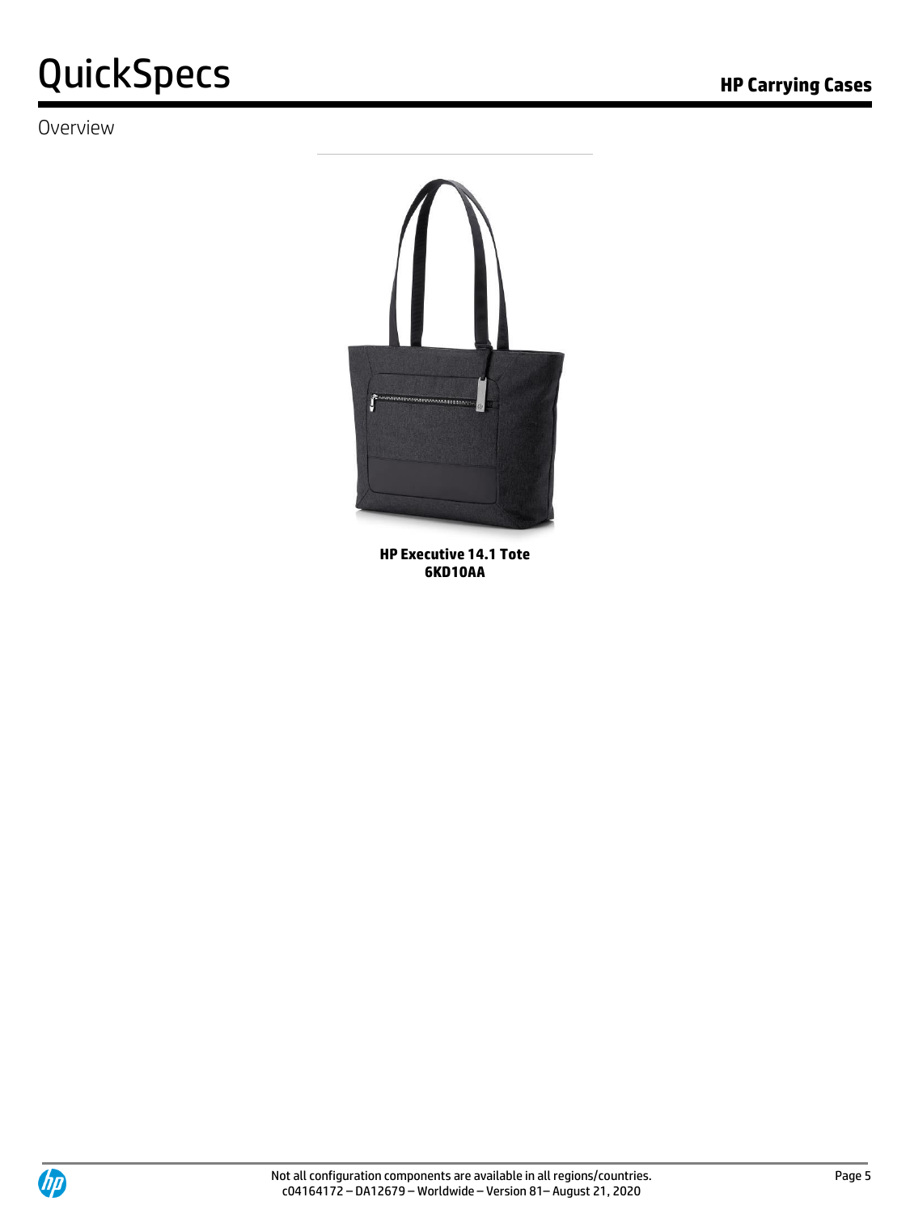Overview

**HP Executive 14.1 Tote**
**6KD10AA**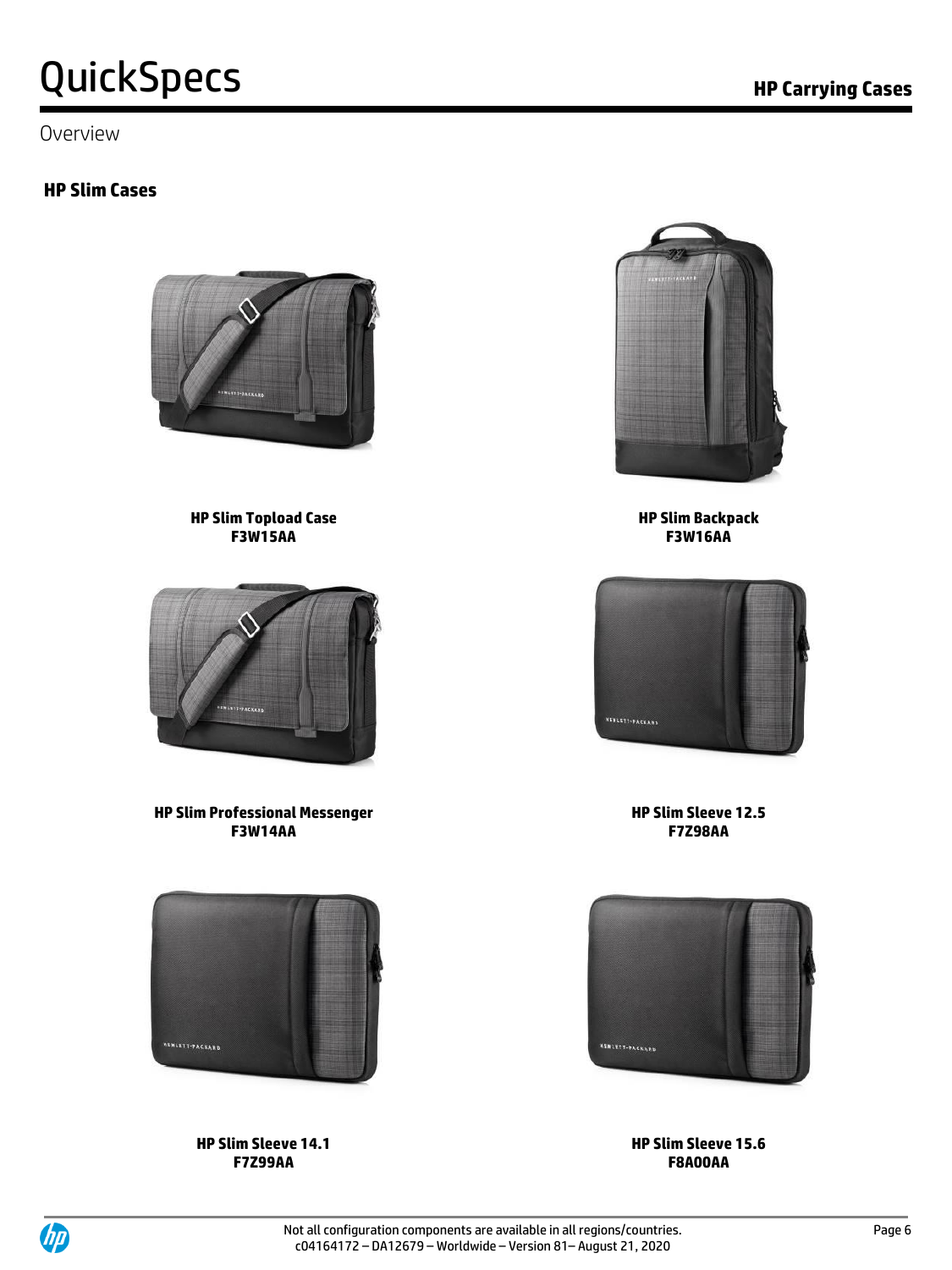Overview

## HP Slim Cases

**HP Slim Topload Case**
**F3W15AA**

**HP Slim Backpack**
**F3W16AA**

**HP Slim Professional Messenger**
**F3W14AA**

**HP Slim Sleeve 12.5**
**F7Z98AA**

**HP Slim Sleeve 14.1**
**F7Z99AA**

**HP Slim Sleeve 15.6**
**F8A00AA**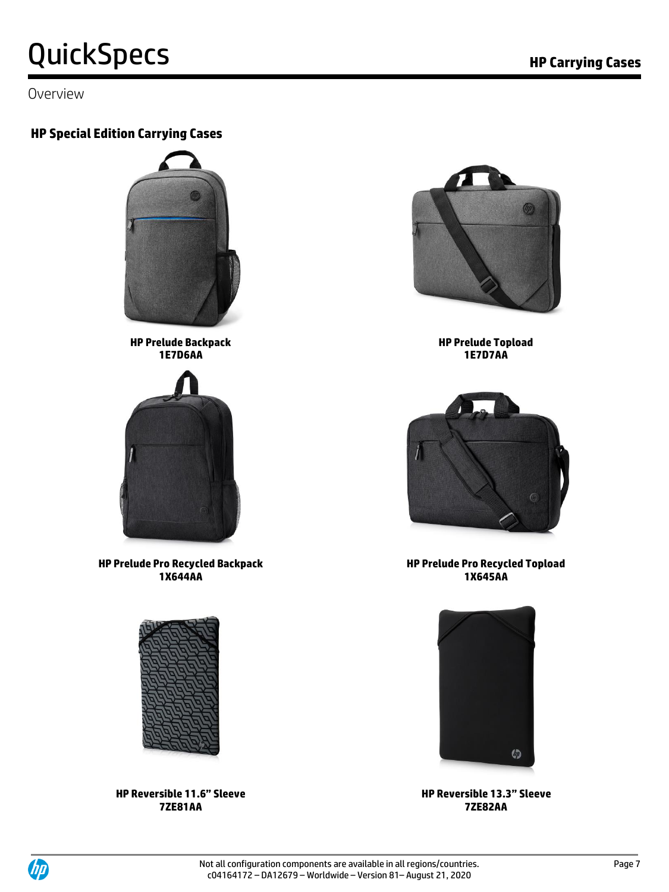Overview

## HP Special Edition Carrying Cases

**HP Prelude Backpack**
**1E7D6AA**

**HP Prelude Topload**
**1E7D7AA**

**HP Prelude Pro Recycled Backpack**
**1X644AA**

**HP Prelude Pro Recycled Topload**
**1X645AA**

**HP Reversible 11.6" Sleeve**
**7ZE81AA**

**HP Reversible 13.3" Sleeve**
**7ZE82AA**

Not all configuration components are available in all regions/countries.
c04164172 – DA12679 – Worldwide – Version 81– August 21, 2020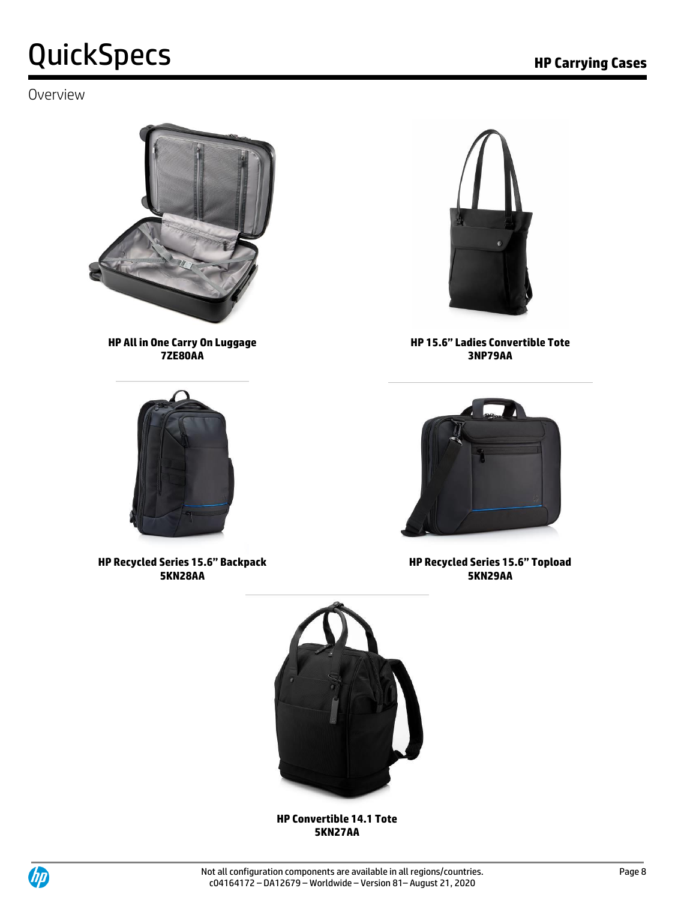Overview

**HP All in One Carry On Luggage**
**7ZE80AA**

**HP 15.6" Ladies Convertible Tote**
**3NP79AA**

**HP Recycled Series 15.6" Backpack**
**5KN28AA**

**HP Recycled Series 15.6" Topload**
**5KN29AA**

**HP Convertible 14.1 Tote**
**5KN27AA**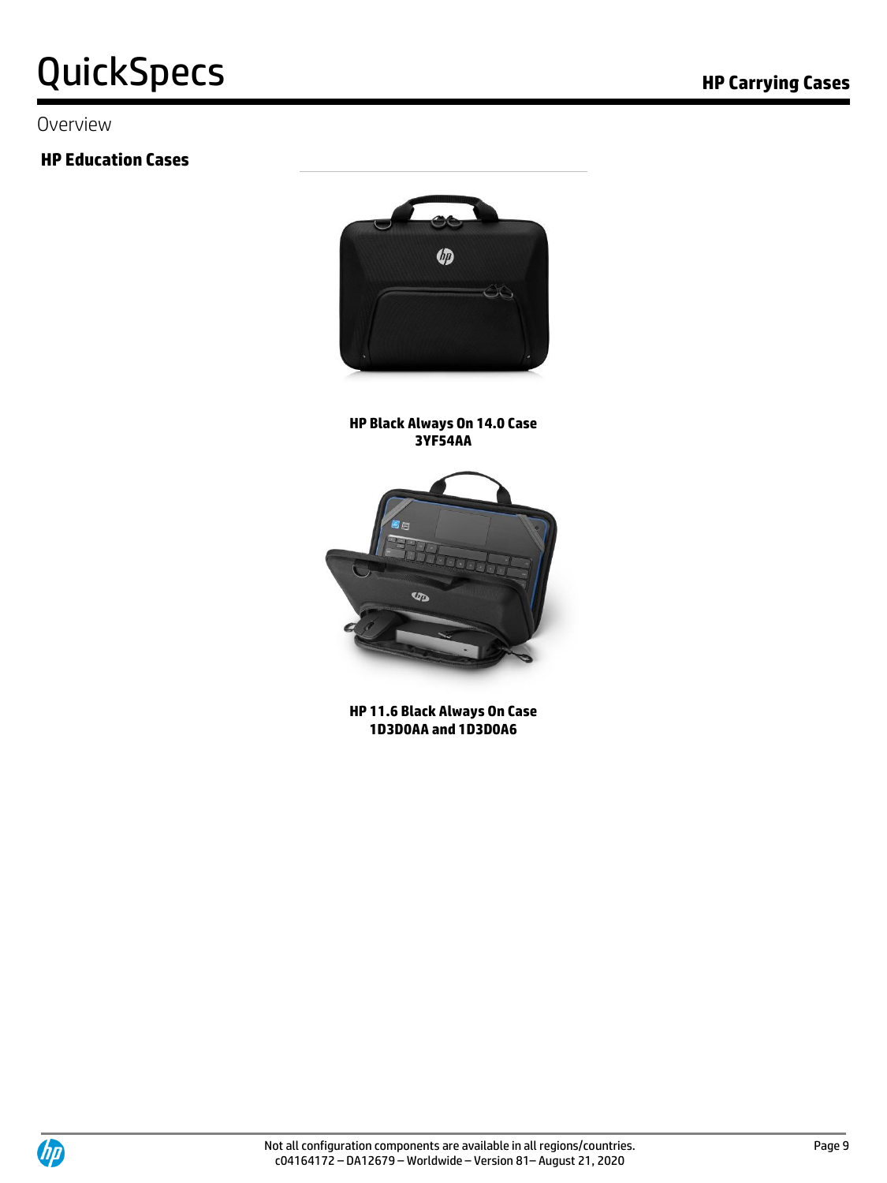Overview

## HP Education Cases

**HP Black Always On 14.0 Case**
**3YF54AA**

**HP 11.6 Black Always On Case**
**1D3D0AA and 1D3D0A6**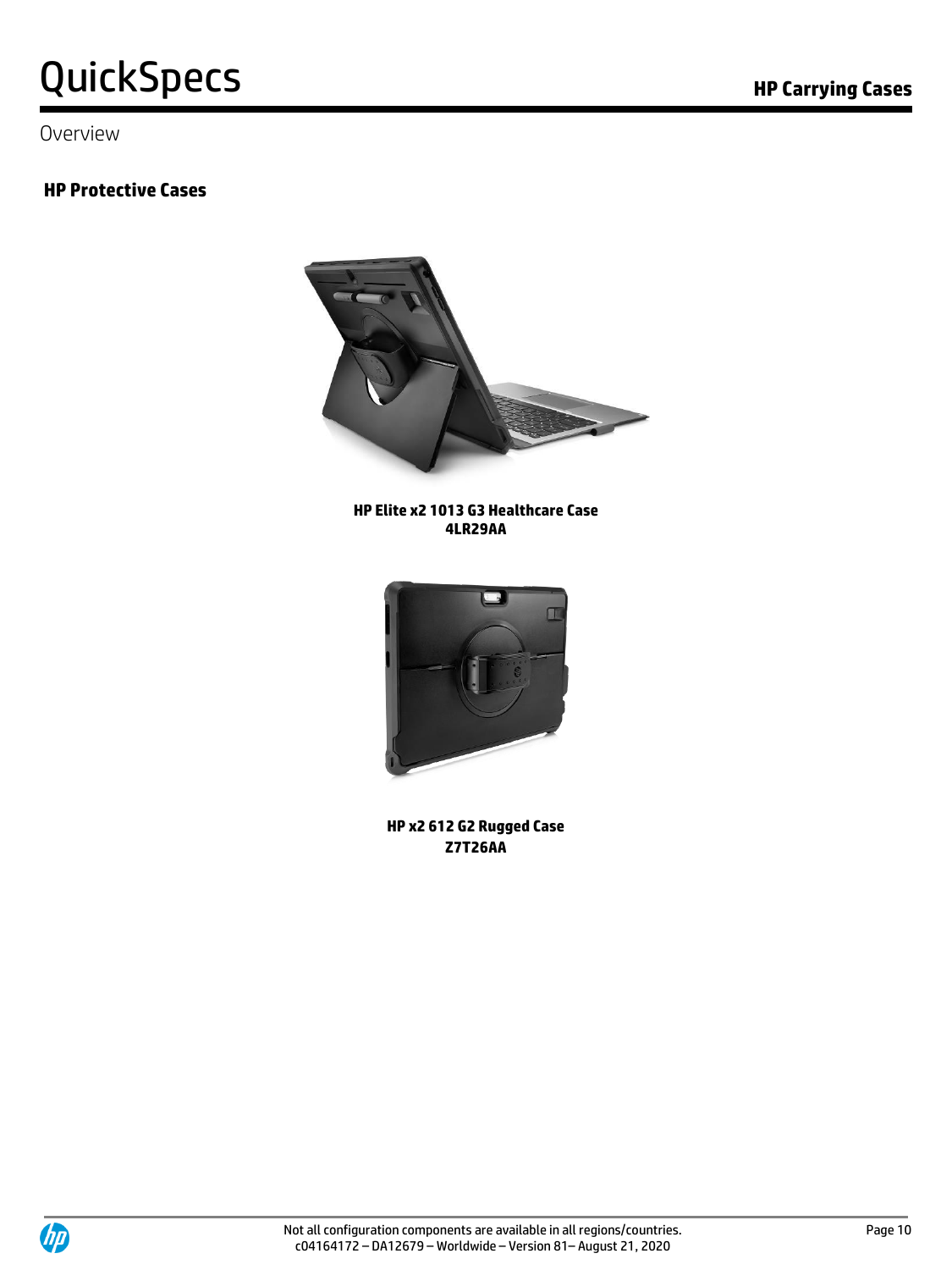Overview

## HP Protective Cases

**HP Elite x2 1013 G3 Healthcare Case**
**4LR29AA**

**HP x2 612 G2 Rugged Case**
**Z7T26AA**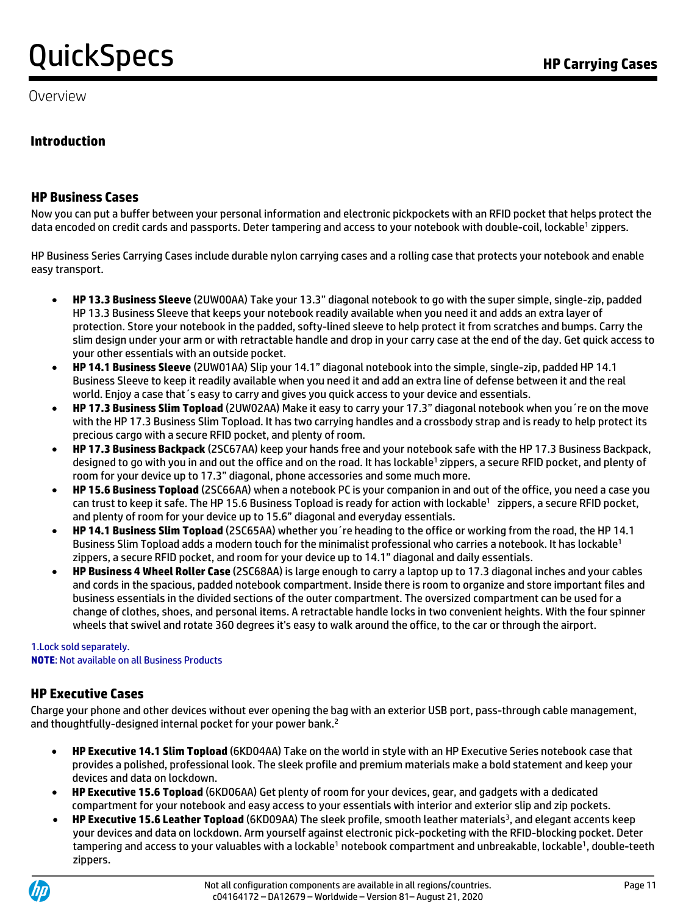Overview

## Introduction

### HP Business Cases

Now you can put a buffer between your personal information and electronic pickpockets with an RFID pocket that helps protect the data encoded on credit cards and passports. Deter tampering and access to your notebook with double-coil, lockable[1] zippers.

HP Business Series Carrying Cases include durable nylon carrying cases and a rolling case that protects your notebook and enable easy transport.

- **HP 13.3 Business Sleeve** (2UW00AA) Take your 13.3" diagonal notebook to go with the super simple, single-zip, padded HP 13.3 Business Sleeve that keeps your notebook readily available when you need it and adds an extra layer of protection. Store your notebook in the padded, softy-lined sleeve to help protect it from scratches and bumps. Carry the slim design under your arm or with retractable handle and drop in your carry case at the end of the day. Get quick access to your other essentials with an outside pocket.
- **HP 14.1 Business Sleeve** (2UW01AA) Slip your 14.1" diagonal notebook into the simple, single-zip, padded HP 14.1 Business Sleeve to keep it readily available when you need it and add an extra line of defense between it and the real world. Enjoy a case that´s easy to carry and gives you quick access to your device and essentials.
- **HP 17.3 Business Slim Topload** (2UW02AA) Make it easy to carry your 17.3" diagonal notebook when you´re on the move with the HP 17.3 Business Slim Topload. It has two carrying handles and a crossbody strap and is ready to help protect its precious cargo with a secure RFID pocket, and plenty of room.
- **HP 17.3 Business Backpack** (2SC67AA) keep your hands free and your notebook safe with the HP 17.3 Business Backpack, designed to go with you in and out the office and on the road. It has lockable[1] zippers, a secure RFID pocket, and plenty of room for your device up to 17.3" diagonal, phone accessories and some much more.
- **HP 15.6 Business Topload** (2SC66AA) when a notebook PC is your companion in and out of the office, you need a case you can trust to keep it safe. The HP 15.6 Business Topload is ready for action with lockable[1] zippers, a secure RFID pocket, and plenty of room for your device up to 15.6" diagonal and everyday essentials.
- **HP 14.1 Business Slim Topload** (2SC65AA) whether you´re heading to the office or working from the road, the HP 14.1 Business Slim Topload adds a modern touch for the minimalist professional who carries a notebook. It has lockable[1] zippers, a secure RFID pocket, and room for your device up to 14.1" diagonal and daily essentials.
- **HP Business 4 Wheel Roller Case** (2SC68AA) is large enough to carry a laptop up to 17.3 diagonal inches and your cables and cords in the spacious, padded notebook compartment. Inside there is room to organize and store important files and business essentials in the divided sections of the outer compartment. The oversized compartment can be used for a change of clothes, shoes, and personal items. A retractable handle locks in two convenient heights. With the four spinner wheels that swivel and rotate 360 degrees it's easy to walk around the office, to the car or through the airport.

1.Lock sold separately.
**NOTE**: Not available on all Business Products

### HP Executive Cases

Charge your phone and other devices without ever opening the bag with an exterior USB port, pass-through cable management, and thoughtfully-designed internal pocket for your power bank.[2]

- **HP Executive 14.1 Slim Topload** (6KD04AA) Take on the world in style with an HP Executive Series notebook case that provides a polished, professional look. The sleek profile and premium materials make a bold statement and keep your devices and data on lockdown.
- **HP Executive 15.6 Topload** (6KD06AA) Get plenty of room for your devices, gear, and gadgets with a dedicated compartment for your notebook and easy access to your essentials with interior and exterior slip and zip pockets.
- **HP Executive 15.6 Leather Topload** (6KD09AA) The sleek profile, smooth leather materials[3], and elegant accents keep your devices and data on lockdown. Arm yourself against electronic pick-pocketing with the RFID-blocking pocket. Deter tampering and access to your valuables with a lockable[1] notebook compartment and unbreakable, lockable[1], double-teeth zippers.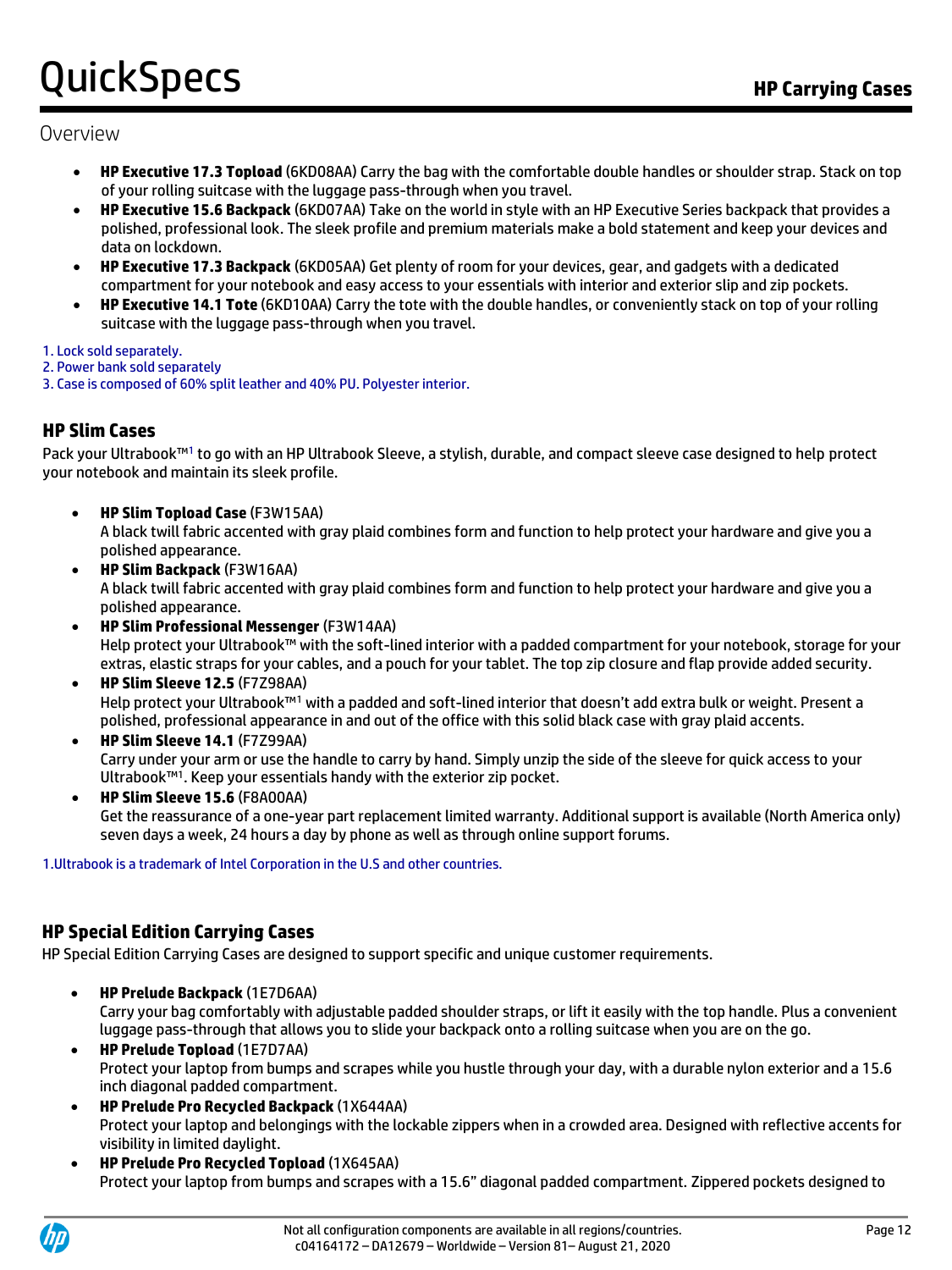## Overview

- **HP Executive 17.3 Topload** (6KD08AA) Carry the bag with the comfortable double handles or shoulder strap. Stack on top of your rolling suitcase with the luggage pass-through when you travel.
- **HP Executive 15.6 Backpack** (6KD07AA) Take on the world in style with an HP Executive Series backpack that provides a polished, professional look. The sleek profile and premium materials make a bold statement and keep your devices and data on lockdown.
- **HP Executive 17.3 Backpack** (6KD05AA) Get plenty of room for your devices, gear, and gadgets with a dedicated compartment for your notebook and easy access to your essentials with interior and exterior slip and zip pockets.
- **HP Executive 14.1 Tote** (6KD10AA) Carry the tote with the double handles, or conveniently stack on top of your rolling suitcase with the luggage pass-through when you travel.

1. Lock sold separately.
2. Power bank sold separately
3. Case is composed of 60% split leather and 40% PU. Polyester interior.

### HP Slim Cases

Pack your Ultrabook™[1] to go with an HP Ultrabook Sleeve, a stylish, durable, and compact sleeve case designed to help protect your notebook and maintain its sleek profile.

- **HP Slim Topload Case** (F3W15AA)
  A black twill fabric accented with gray plaid combines form and function to help protect your hardware and give you a polished appearance.
- **HP Slim Backpack** (F3W16AA)
  A black twill fabric accented with gray plaid combines form and function to help protect your hardware and give you a polished appearance.
- **HP Slim Professional Messenger** (F3W14AA)
  Help protect your Ultrabook™ with the soft-lined interior with a padded compartment for your notebook, storage for your extras, elastic straps for your cables, and a pouch for your tablet. The top zip closure and flap provide added security.
- **HP Slim Sleeve 12.5** (F7Z98AA)
  Help protect your Ultrabook™[1] with a padded and soft-lined interior that doesn't add extra bulk or weight. Present a polished, professional appearance in and out of the office with this solid black case with gray plaid accents.
- **HP Slim Sleeve 14.1** (F7Z99AA)
  Carry under your arm or use the handle to carry by hand. Simply unzip the side of the sleeve for quick access to your Ultrabook™[1]. Keep your essentials handy with the exterior zip pocket.
- **HP Slim Sleeve 15.6** (F8A00AA)
  Get the reassurance of a one-year part replacement limited warranty. Additional support is available (North America only) seven days a week, 24 hours a day by phone as well as through online support forums.

1.Ultrabook is a trademark of Intel Corporation in the U.S and other countries.

### HP Special Edition Carrying Cases

HP Special Edition Carrying Cases are designed to support specific and unique customer requirements.

- **HP Prelude Backpack** (1E7D6AA)
  Carry your bag comfortably with adjustable padded shoulder straps, or lift it easily with the top handle. Plus a convenient luggage pass-through that allows you to slide your backpack onto a rolling suitcase when you are on the go.
- **HP Prelude Topload** (1E7D7AA)
  Protect your laptop from bumps and scrapes while you hustle through your day, with a durable nylon exterior and a 15.6 inch diagonal padded compartment.
- **HP Prelude Pro Recycled Backpack** (1X644AA)
  Protect your laptop and belongings with the lockable zippers when in a crowded area. Designed with reflective accents for visibility in limited daylight.
- **HP Prelude Pro Recycled Topload** (1X645AA)
  Protect your laptop from bumps and scrapes with a 15.6" diagonal padded compartment. Zippered pockets designed to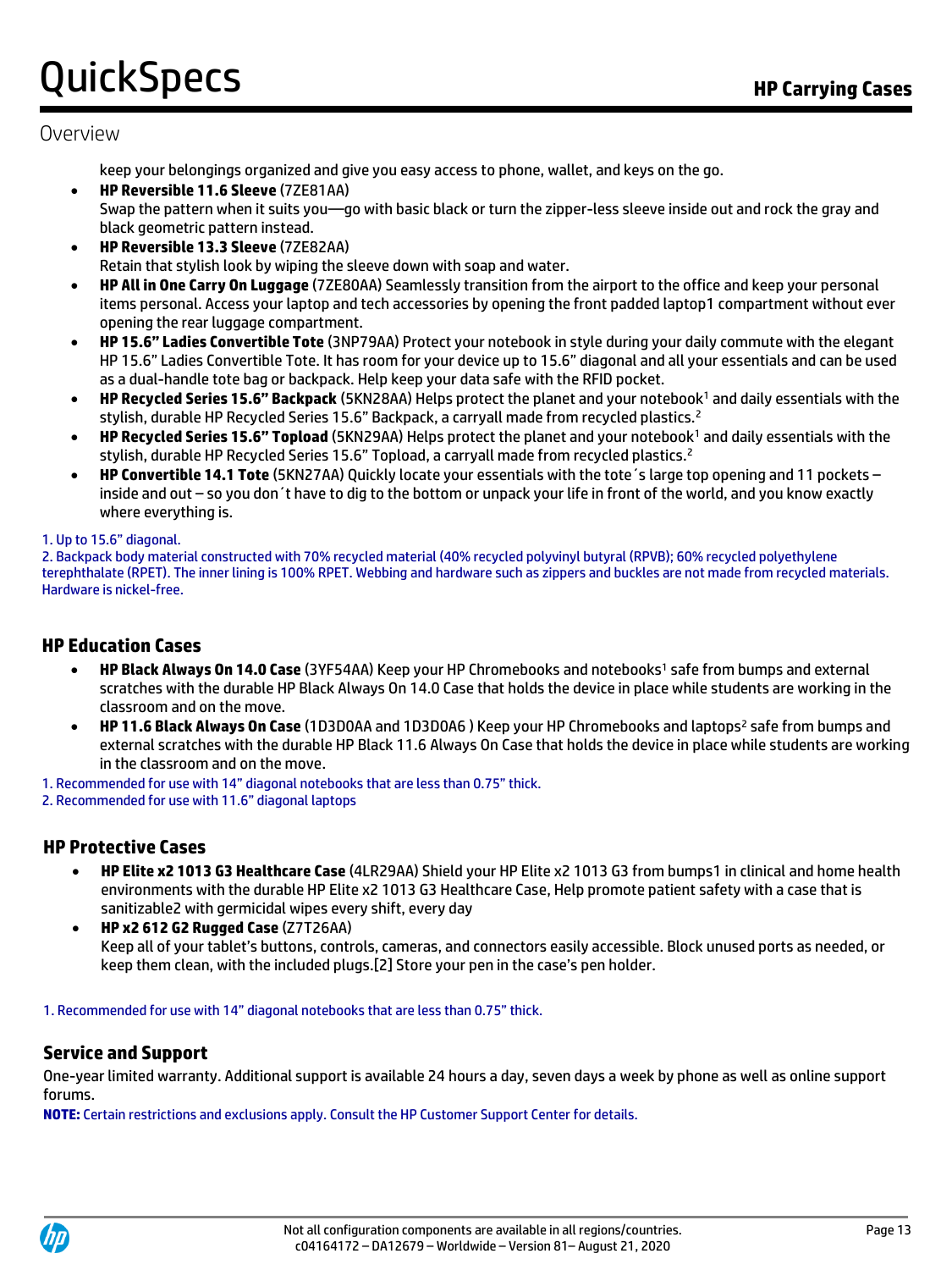## Overview

keep your belongings organized and give you easy access to phone, wallet, and keys on the go.

- **HP Reversible 11.6 Sleeve** (7ZE81AA)
  Swap the pattern when it suits you—go with basic black or turn the zipper-less sleeve inside out and rock the gray and black geometric pattern instead.
- **HP Reversible 13.3 Sleeve** (7ZE82AA)
  Retain that stylish look by wiping the sleeve down with soap and water.
- **HP All in One Carry On Luggage** (7ZE80AA) Seamlessly transition from the airport to the office and keep your personal items personal. Access your laptop and tech accessories by opening the front padded laptop1 compartment without ever opening the rear luggage compartment.
- **HP 15.6" Ladies Convertible Tote** (3NP79AA) Protect your notebook in style during your daily commute with the elegant HP 15.6" Ladies Convertible Tote. It has room for your device up to 15.6" diagonal and all your essentials and can be used as a dual-handle tote bag or backpack. Help keep your data safe with the RFID pocket.
- **HP Recycled Series 15.6" Backpack** (5KN28AA) Helps protect the planet and your notebook[1] and daily essentials with the stylish, durable HP Recycled Series 15.6" Backpack, a carryall made from recycled plastics.[2]
- **HP Recycled Series 15.6" Topload** (5KN29AA) Helps protect the planet and your notebook[1] and daily essentials with the stylish, durable HP Recycled Series 15.6" Topload, a carryall made from recycled plastics.[2]
- **HP Convertible 14.1 Tote** (5KN27AA) Quickly locate your essentials with the tote´s large top opening and 11 pockets – inside and out – so you don´t have to dig to the bottom or unpack your life in front of the world, and you know exactly where everything is.

1. Up to 15.6" diagonal.
2. Backpack body material constructed with 70% recycled material (40% recycled polyvinyl butyral (RPVB); 60% recycled polyethylene terephthalate (RPET). The inner lining is 100% RPET. Webbing and hardware such as zippers and buckles are not made from recycled materials. Hardware is nickel-free.

### HP Education Cases

- **HP Black Always On 14.0 Case** (3YF54AA) Keep your HP Chromebooks and notebooks[1] safe from bumps and external scratches with the durable HP Black Always On 14.0 Case that holds the device in place while students are working in the classroom and on the move.
- **HP 11.6 Black Always On Case** (1D3D0AA and 1D3D0A6 ) Keep your HP Chromebooks and laptops[2] safe from bumps and external scratches with the durable HP Black 11.6 Always On Case that holds the device in place while students are working in the classroom and on the move.

1. Recommended for use with 14" diagonal notebooks that are less than 0.75" thick.
2. Recommended for use with 11.6" diagonal laptops

### HP Protective Cases

- **HP Elite x2 1013 G3 Healthcare Case** (4LR29AA) Shield your HP Elite x2 1013 G3 from bumps1 in clinical and home health environments with the durable HP Elite x2 1013 G3 Healthcare Case, Help promote patient safety with a case that is sanitizable2 with germicidal wipes every shift, every day
- **HP x2 612 G2 Rugged Case** (Z7T26AA)
  Keep all of your tablet's buttons, controls, cameras, and connectors easily accessible. Block unused ports as needed, or keep them clean, with the included plugs.[2] Store your pen in the case's pen holder.

1. Recommended for use with 14" diagonal notebooks that are less than 0.75" thick.

### Service and Support

One-year limited warranty. Additional support is available 24 hours a day, seven days a week by phone as well as online support forums.

**NOTE:** Certain restrictions and exclusions apply. Consult the HP Customer Support Center for details.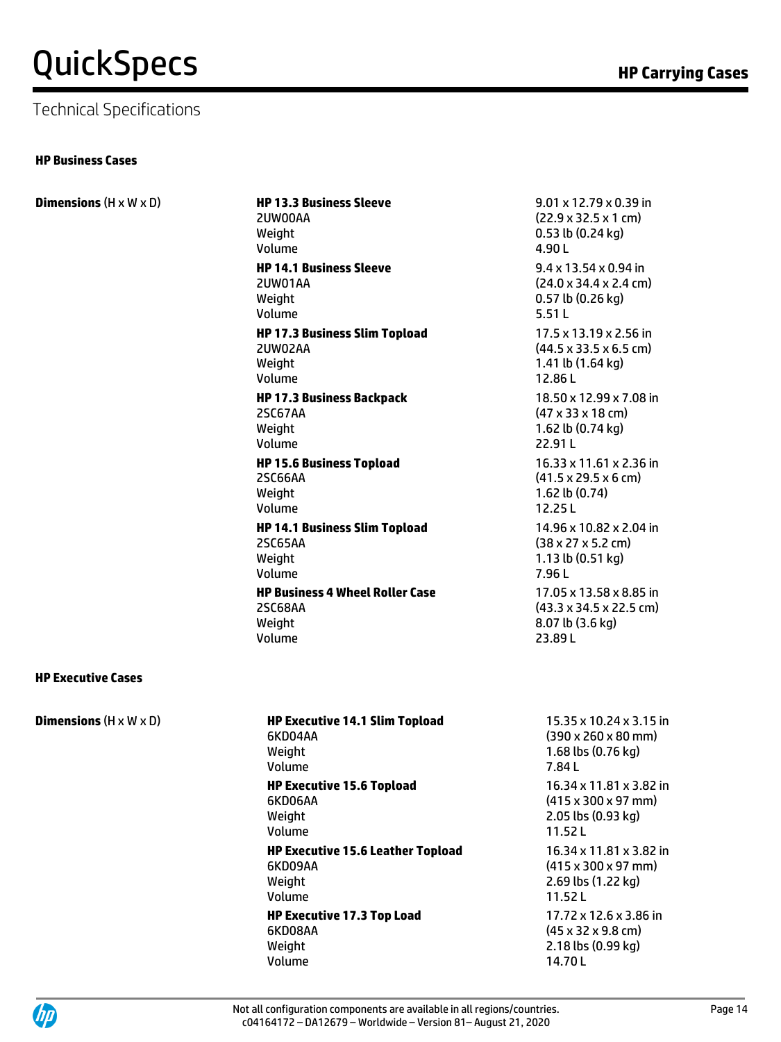# Technical Specifications

## HP Business Cases

| **Dimensions** (H x W x D) | | |
|---|---|---|
| | **HP 13.3 Business Sleeve** | 9.01 x 12.79 x 0.39 in |
| | 2UW00AA | (22.9 x 32.5 x 1 cm) |
| | Weight | 0.53 lb (0.24 kg) |
| | Volume | 4.90 L |
| | **HP 14.1 Business Sleeve** | 9.4 x 13.54 x 0.94 in |
| | 2UW01AA | (24.0 x 34.4 x 2.4 cm) |
| | Weight | 0.57 lb (0.26 kg) |
| | Volume | 5.51 L |
| | **HP 17.3 Business Slim Topload** | 17.5 x 13.19 x 2.56 in |
| | 2UW02AA | (44.5 x 33.5 x 6.5 cm) |
| | Weight | 1.41 lb (1.64 kg) |
| | Volume | 12.86 L |
| | **HP 17.3 Business Backpack** | 18.50 x 12.99 x 7.08 in |
| | 2SC67AA | (47 x 33 x 18 cm) |
| | Weight | 1.62 lb (0.74 kg) |
| | Volume | 22.91 L |
| | **HP 15.6 Business Topload** | 16.33 x 11.61 x 2.36 in |
| | 2SC66AA | (41.5 x 29.5 x 6 cm) |
| | Weight | 1.62 lb (0.74) |
| | Volume | 12.25 L |
| | **HP 14.1 Business Slim Topload** | 14.96 x 10.82 x 2.04 in |
| | 2SC65AA | (38 x 27 x 5.2 cm) |
| | Weight | 1.13 lb (0.51 kg) |
| | Volume | 7.96 L |
| | **HP Business 4 Wheel Roller Case** | 17.05 x 13.58 x 8.85 in |
| | 2SC68AA | (43.3 x 34.5 x 22.5 cm) |
| | Weight | 8.07 lb (3.6 kg) |
| | Volume | 23.89 L |

## HP Executive Cases

| **Dimensions** (H x W x D) | | |
|---|---|---|
| | **HP Executive 14.1 Slim Topload** | 15.35 x 10.24 x 3.15 in |
| | 6KD04AA | (390 x 260 x 80 mm) |
| | Weight | 1.68 lbs (0.76 kg) |
| | Volume | 7.84 L |
| | **HP Executive 15.6 Topload** | 16.34 x 11.81 x 3.82 in |
| | 6KD06AA | (415 x 300 x 97 mm) |
| | Weight | 2.05 lbs (0.93 kg) |
| | Volume | 11.52 L |
| | **HP Executive 15.6 Leather Topload** | 16.34 x 11.81 x 3.82 in |
| | 6KD09AA | (415 x 300 x 97 mm) |
| | Weight | 2.69 lbs (1.22 kg) |
| | Volume | 11.52 L |
| | **HP Executive 17.3 Top Load** | 17.72 x 12.6 x 3.86 in |
| | 6KD08AA | (45 x 32 x 9.8 cm) |
| | Weight | 2.18 lbs (0.99 kg) |
| | Volume | 14.70 L |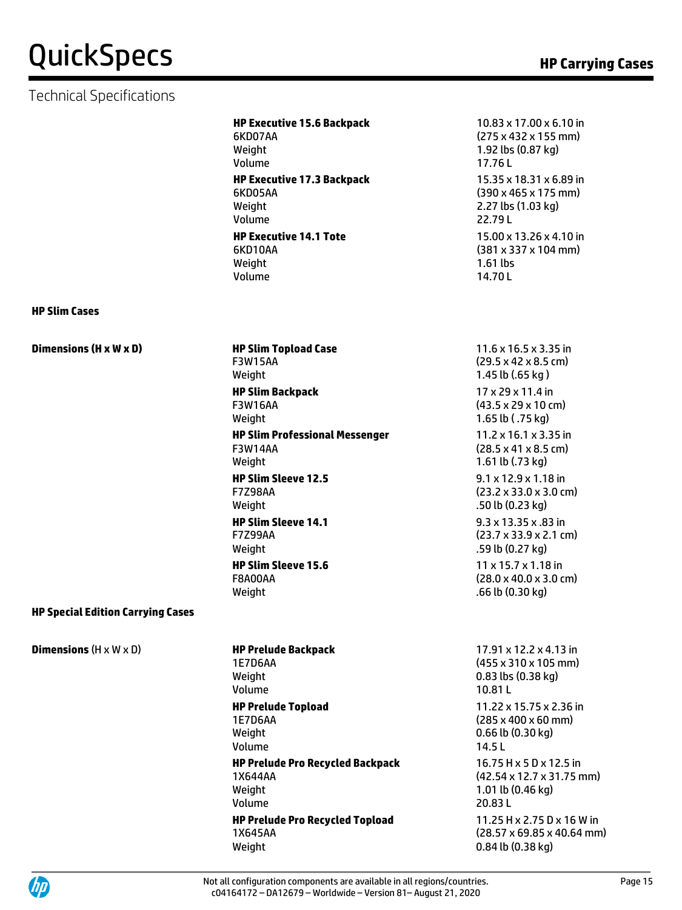## Technical Specifications

| | | |
|---|---|---|
| | **HP Executive 15.6 Backpack** | 10.83 x 17.00 x 6.10 in |
| | 6KD07AA | (275 x 432 x 155 mm) |
| | Weight | 1.92 lbs (0.87 kg) |
| | Volume | 17.76 L |
| | **HP Executive 17.3 Backpack** | 15.35 x 18.31 x 6.89 in |
| | 6KD05AA | (390 x 465 x 175 mm) |
| | Weight | 2.27 lbs (1.03 kg) |
| | Volume | 22.79 L |
| | **HP Executive 14.1 Tote** | 15.00 x 13.26 x 4.10 in |
| | 6KD10AA | (381 x 337 x 104 mm) |
| | Weight | 1.61 lbs |
| | Volume | 14.70 L |

**HP Slim Cases**

| | | |
|---|---|---|
| **Dimensions (H x W x D)** | **HP Slim Topload Case** | 11.6 x 16.5 x 3.35 in |
| | F3W15AA | (29.5 x 42 x 8.5 cm) |
| | Weight | 1.45 lb (.65 kg ) |
| | **HP Slim Backpack** | 17 x 29 x 11.4 in |
| | F3W16AA | (43.5 x 29 x 10 cm) |
| | Weight | 1.65 lb ( .75 kg) |
| | **HP Slim Professional Messenger** | 11.2 x 16.1 x 3.35 in |
| | F3W14AA | (28.5 x 41 x 8.5 cm) |
| | Weight | 1.61 lb (.73 kg) |
| | **HP Slim Sleeve 12.5** | 9.1 x 12.9 x 1.18 in |
| | F7Z98AA | (23.2 x 33.0 x 3.0 cm) |
| | Weight | .50 lb (0.23 kg) |
| | **HP Slim Sleeve 14.1** | 9.3 x 13.35 x .83 in |
| | F7Z99AA | (23.7 x 33.9 x 2.1 cm) |
| | Weight | .59 lb (0.27 kg) |
| | **HP Slim Sleeve 15.6** | 11 x 15.7 x 1.18 in |
| | F8A00AA | (28.0 x 40.0 x 3.0 cm) |
| | Weight | .66 lb (0.30 kg) |

**HP Special Edition Carrying Cases**

| | | |
|---|---|---|
| **Dimensions** (H x W x D) | **HP Prelude Backpack** | 17.91 x 12.2 x 4.13 in |
| | 1E7D6AA | (455 x 310 x 105 mm) |
| | Weight | 0.83 lbs (0.38 kg) |
| | Volume | 10.81 L |
| | **HP Prelude Topload** | 11.22 x 15.75 x 2.36 in |
| | 1E7D6AA | (285 x 400 x 60 mm) |
| | Weight | 0.66 lb (0.30 kg) |
| | Volume | 14.5 L |
| | **HP Prelude Pro Recycled Backpack** | 16.75 H x 5 D x 12.5 in |
| | 1X644AA | (42.54 x 12.7 x 31.75 mm) |
| | Weight | 1.01 lb (0.46 kg) |
| | Volume | 20.83 L |
| | **HP Prelude Pro Recycled Topload** | 11.25 H x 2.75 D x 16 W in |
| | 1X645AA | (28.57 x 69.85 x 40.64 mm) |
| | Weight | 0.84 lb (0.38 kg) |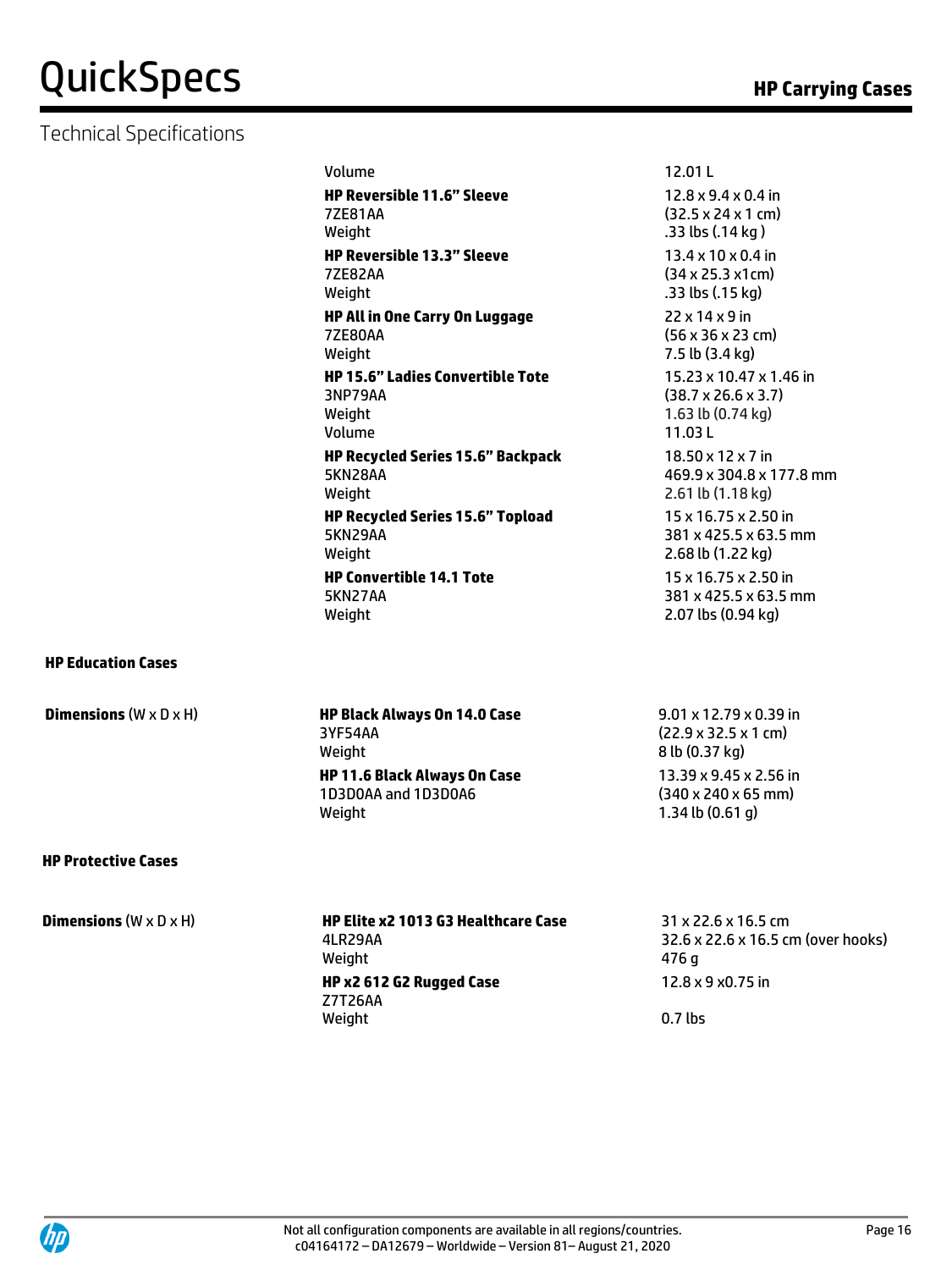## Technical Specifications

| | | |
|---|---|---|
| | Volume | 12.01 L |
| | **HP Reversible 11.6" Sleeve**<br>7ZE81AA<br>Weight | 12.8 x 9.4 x 0.4 in<br>(32.5 x 24 x 1 cm)<br>.33 lbs (.14 kg ) |
| | **HP Reversible 13.3" Sleeve**<br>7ZE82AA<br>Weight | 13.4 x 10 x 0.4 in<br>(34 x 25.3 x1cm)<br>.33 lbs (.15 kg) |
| | **HP All in One Carry On Luggage**<br>7ZE80AA<br>Weight | 22 x 14 x 9 in<br>(56 x 36 x 23 cm)<br>7.5 lb (3.4 kg) |
| | **HP 15.6" Ladies Convertible Tote**<br>3NP79AA<br>Weight<br>Volume | 15.23 x 10.47 x 1.46 in<br>(38.7 x 26.6 x 3.7)<br>1.63 lb (0.74 kg)<br>11.03 L |
| | **HP Recycled Series 15.6" Backpack**<br>5KN28AA<br>Weight | 18.50 x 12 x 7 in<br>469.9 x 304.8 x 177.8 mm<br>2.61 lb (1.18 kg) |
| | **HP Recycled Series 15.6" Topload**<br>5KN29AA<br>Weight | 15 x 16.75 x 2.50 in<br>381 x 425.5 x 63.5 mm<br>2.68 lb (1.22 kg) |
| | **HP Convertible 14.1 Tote**<br>5KN27AA<br>Weight | 15 x 16.75 x 2.50 in<br>381 x 425.5 x 63.5 mm<br>2.07 lbs (0.94 kg) |

### HP Education Cases

| | | |
|---|---|---|
| **Dimensions** (W x D x H) | **HP Black Always On 14.0 Case**<br>3YF54AA<br>Weight | 9.01 x 12.79 x 0.39 in<br>(22.9 x 32.5 x 1 cm)<br>8 lb (0.37 kg) |
| | **HP 11.6 Black Always On Case**<br>1D3D0AA and 1D3D0A6<br>Weight | 13.39 x 9.45 x 2.56 in<br>(340 x 240 x 65 mm)<br>1.34 lb (0.61 g) |

### HP Protective Cases

| | | |
|---|---|---|
| **Dimensions** (W x D x H) | **HP Elite x2 1013 G3 Healthcare Case**<br>4LR29AA<br>Weight | 31 x 22.6 x 16.5 cm<br>32.6 x 22.6 x 16.5 cm (over hooks)<br>476 g |
| | **HP x2 612 G2 Rugged Case**<br>Z7T26AA<br>Weight | 12.8 x 9 x0.75 in<br><br>0.7 lbs |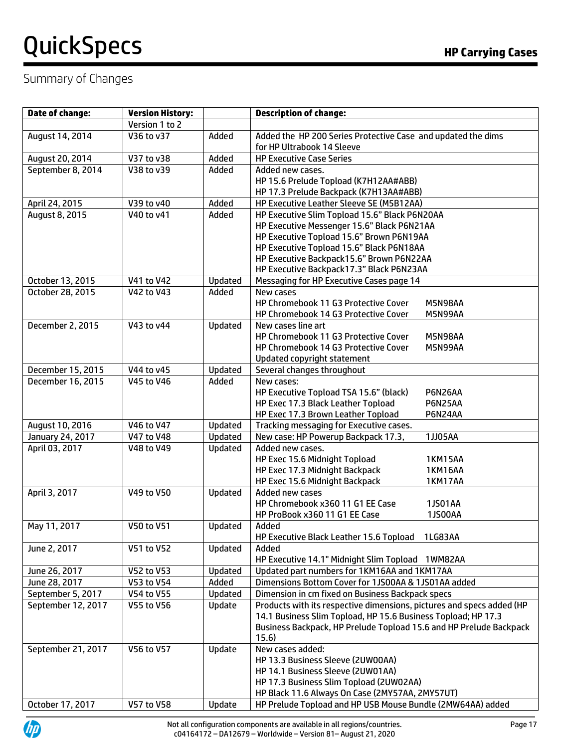## Summary of Changes

| Date of change: | Version History: | | Description of change: |
|---|---|---|---|
| | Version 1 to 2 | | |
| August 14, 2014 | V36 to v37 | Added | Added the HP 200 Series Protective Case and updated the dims for HP Ultrabook 14 Sleeve |
| August 20, 2014 | V37 to v38 | Added | HP Executive Case Series |
| September 8, 2014 | V38 to v39 | Added | Added new cases.<br>HP 15.6 Prelude Topload (K7H12AA#ABB)<br>HP 17.3 Prelude Backpack (K7H13AA#ABB) |
| April 24, 2015 | V39 to v40 | Added | HP Executive Leather Sleeve SE (M5B12AA) |
| August 8, 2015 | V40 to v41 | Added | HP Executive Slim Topload 15.6" Black P6N20AA<br>HP Executive Messenger 15.6" Black P6N21AA<br>HP Executive Topload 15.6" Brown P6N19AA<br>HP Executive Topload 15.6" Black P6N18AA<br>HP Executive Backpack15.6" Brown P6N22AA<br>HP Executive Backpack17.3" Black P6N23AA |
| October 13, 2015 | V41 to V42 | Updated | Messaging for HP Executive Cases page 14 |
| October 28, 2015 | V42 to V43 | Added | New cases<br>HP Chromebook 11 G3 Protective Cover M5N98AA<br>HP Chromebook 14 G3 Protective Cover M5N99AA |
| December 2, 2015 | V43 to v44 | Updated | New cases line art<br>HP Chromebook 11 G3 Protective Cover M5N98AA<br>HP Chromebook 14 G3 Protective Cover M5N99AA<br>Updated copyright statement |
| December 15, 2015 | V44 to v45 | Updated | Several changes throughout |
| December 16, 2015 | V45 to V46 | Added | New cases:<br>HP Executive Topload TSA 15.6" (black) P6N26AA<br>HP Exec 17.3 Black Leather Topload P6N25AA<br>HP Exec 17.3 Brown Leather Topload P6N24AA |
| August 10, 2016 | V46 to V47 | Updated | Tracking messaging for Executive cases. |
| January 24, 2017 | V47 to V48 | Updated | New case: HP Powerup Backpack 17.3, 1JJ05AA |
| April 03, 2017 | V48 to V49 | Updated | Added new cases.<br>HP Exec 15.6 Midnight Topload 1KM15AA<br>HP Exec 17.3 Midnight Backpack 1KM16AA<br>HP Exec 15.6 Midnight Backpack 1KM17AA |
| April 3, 2017 | V49 to V50 | Updated | Added new cases<br>HP Chromebook x360 11 G1 EE Case 1JS01AA<br>HP ProBook x360 11 G1 EE Case 1JS00AA |
| May 11, 2017 | V50 to V51 | Updated | Added<br>HP Executive Black Leather 15.6 Topload 1LG83AA |
| June 2, 2017 | V51 to V52 | Updated | Added<br>HP Executive 14.1" Midnight Slim Topload 1WM82AA |
| June 26, 2017 | V52 to V53 | Updated | Updated part numbers for 1KM16AA and 1KM17AA |
| June 28, 2017 | V53 to V54 | Added | Dimensions Bottom Cover for 1JS00AA & 1JS01AA added |
| September 5, 2017 | V54 to V55 | Updated | Dimension in cm fixed on Business Backpack specs |
| September 12, 2017 | V55 to V56 | Update | Products with its respective dimensions, pictures and specs added (HP 14.1 Business Slim Topload, HP 15.6 Business Topload; HP 17.3 Business Backpack, HP Prelude Topload 15.6 and HP Prelude Backpack 15.6) |
| September 21, 2017 | V56 to V57 | Update | New cases added:<br>HP 13.3 Business Sleeve (2UW00AA)<br>HP 14.1 Business Sleeve (2UW01AA)<br>HP 17.3 Business Slim Topload (2UW02AA)<br>HP Black 11.6 Always On Case (2MY57AA, 2MY57UT) |
| October 17, 2017 | V57 to V58 | Update | HP Prelude Topload and HP USB Mouse Bundle (2MW64AA) added |

Not all configuration components are available in all regions/countries.
c04164172 – DA12679 – Worldwide – Version 81– August 21, 2020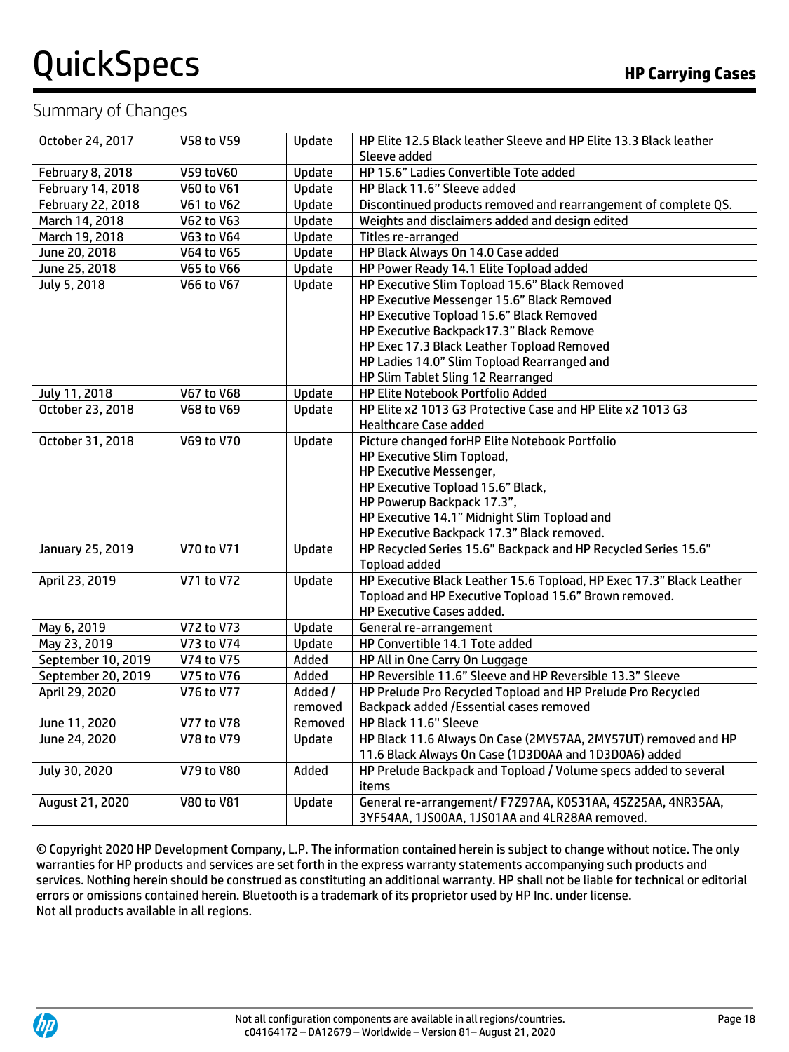## Summary of Changes

| | | | |
|---|---|---|---|
| October 24, 2017 | V58 to V59 | Update | HP Elite 12.5 Black leather Sleeve and HP Elite 13.3 Black leather Sleeve added |
| February 8, 2018 | V59 toV60 | Update | HP 15.6" Ladies Convertible Tote added |
| February 14, 2018 | V60 to V61 | Update | HP Black 11.6" Sleeve added |
| February 22, 2018 | V61 to V62 | Update | Discontinued products removed and rearrangement of complete QS. |
| March 14, 2018 | V62 to V63 | Update | Weights and disclaimers added and design edited |
| March 19, 2018 | V63 to V64 | Update | Titles re-arranged |
| June 20, 2018 | V64 to V65 | Update | HP Black Always On 14.0 Case added |
| June 25, 2018 | V65 to V66 | Update | HP Power Ready 14.1 Elite Topload added |
| July 5, 2018 | V66 to V67 | Update | HP Executive Slim Topload 15.6" Black Removed<br>HP Executive Messenger 15.6" Black Removed<br>HP Executive Topload 15.6" Black Removed<br>HP Executive Backpack17.3" Black Remove<br>HP Exec 17.3 Black Leather Topload Removed<br>HP Ladies 14.0" Slim Topload Rearranged and<br>HP Slim Tablet Sling 12 Rearranged |
| July 11, 2018 | V67 to V68 | Update | HP Elite Notebook Portfolio Added |
| October 23, 2018 | V68 to V69 | Update | HP Elite x2 1013 G3 Protective Case and HP Elite x2 1013 G3 Healthcare Case added |
| October 31, 2018 | V69 to V70 | Update | Picture changed forHP Elite Notebook Portfolio<br>HP Executive Slim Topload,<br>HP Executive Messenger,<br>HP Executive Topload 15.6" Black,<br>HP Powerup Backpack 17.3",<br>HP Executive 14.1" Midnight Slim Topload and<br>HP Executive Backpack 17.3" Black removed. |
| January 25, 2019 | V70 to V71 | Update | HP Recycled Series 15.6" Backpack and HP Recycled Series 15.6" Topload added |
| April 23, 2019 | V71 to V72 | Update | HP Executive Black Leather 15.6 Topload, HP Exec 17.3" Black Leather Topload and HP Executive Topload 15.6" Brown removed.<br>HP Executive Cases added. |
| May 6, 2019 | V72 to V73 | Update | General re-arrangement |
| May 23, 2019 | V73 to V74 | Update | HP Convertible 14.1 Tote added |
| September 10, 2019 | V74 to V75 | Added | HP All in One Carry On Luggage |
| September 20, 2019 | V75 to V76 | Added | HP Reversible 11.6" Sleeve and HP Reversible 13.3" Sleeve |
| April 29, 2020 | V76 to V77 | Added / removed | HP Prelude Pro Recycled Topload and HP Prelude Pro Recycled Backpack added /Essential cases removed |
| June 11, 2020 | V77 to V78 | Removed | HP Black 11.6" Sleeve |
| June 24, 2020 | V78 to V79 | Update | HP Black 11.6 Always On Case (2MY57AA, 2MY57UT) removed and HP 11.6 Black Always On Case (1D3D0AA and 1D3D0A6) added |
| July 30, 2020 | V79 to V80 | Added | HP Prelude Backpack and Topload / Volume specs added to several items |
| August 21, 2020 | V80 to V81 | Update | General re-arrangement/ F7Z97AA, K0S31AA, 4SZ25AA, 4NR35AA, 3YF54AA, 1JS00AA, 1JS01AA and 4LR28AA removed. |

© Copyright 2020 HP Development Company, L.P. The information contained herein is subject to change without notice. The only warranties for HP products and services are set forth in the express warranty statements accompanying such products and services. Nothing herein should be construed as constituting an additional warranty. HP shall not be liable for technical or editorial errors or omissions contained herein. Bluetooth is a trademark of its proprietor used by HP Inc. under license.
Not all products available in all regions.